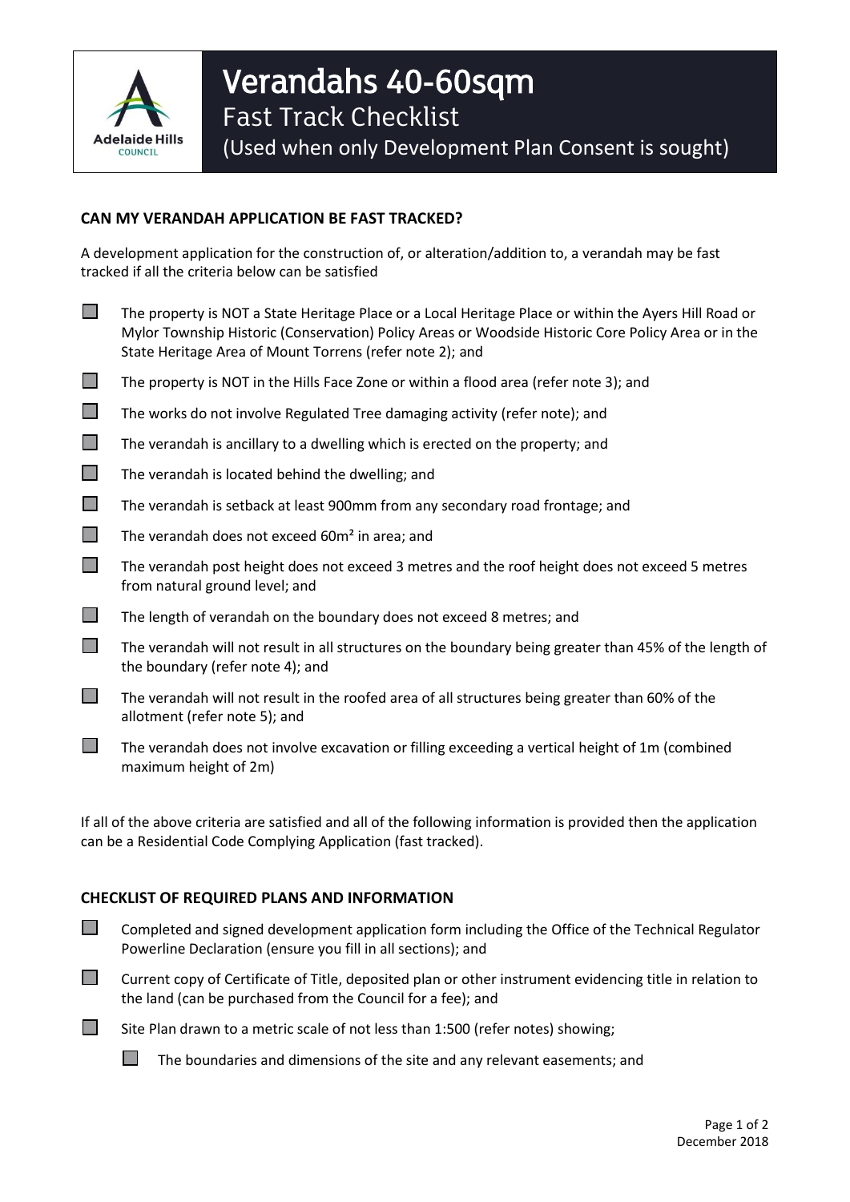# Verandahs 40-60sqm

## Fast Track Checklist

(Used when only Development Plan Consent is sought)

### CAN MY VERANDAH APPLICATION BE FAST TRACKED?

A development application for the construction of, or alteration/addition to, a verandah may be fast tracked if all the criteria below can be satisfied

- [ ] The property is NOT a State Heritage Place or a Local Heritage Place or within the Ayers Hill Road or Mylor Township Historic (Conservation) Policy Areas or Woodside Historic Core Policy Area or in the State Heritage Area of Mount Torrens (refer note 2); and
- [ ] The property is NOT in the Hills Face Zone or within a flood area (refer note 3); and
- [ ] The works do not involve Regulated Tree damaging activity (refer note); and
- [ ] The verandah is ancillary to a dwelling which is erected on the property; and
- [ ] The verandah is located behind the dwelling; and
- [ ] The verandah is setback at least 900mm from any secondary road frontage; and
- [ ] The verandah does not exceed 60m² in area; and
- [ ] The verandah post height does not exceed 3 metres and the roof height does not exceed 5 metres from natural ground level; and
- [ ] The length of verandah on the boundary does not exceed 8 metres; and
- [ ] The verandah will not result in all structures on the boundary being greater than 45% of the length of the boundary (refer note 4); and
- [ ] The verandah will not result in the roofed area of all structures being greater than 60% of the allotment (refer note 5); and
- [ ] The verandah does not involve excavation or filling exceeding a vertical height of 1m (combined maximum height of 2m)

If all of the above criteria are satisfied and all of the following information is provided then the application can be a Residential Code Complying Application (fast tracked).

### CHECKLIST OF REQUIRED PLANS AND INFORMATION

- [ ] Completed and signed development application form including the Office of the Technical Regulator Powerline Declaration (ensure you fill in all sections); and
- [ ] Current copy of Certificate of Title, deposited plan or other instrument evidencing title in relation to the land (can be purchased from the Council for a fee); and
- [ ] Site Plan drawn to a metric scale of not less than 1:500 (refer notes) showing;
  - [ ] The boundaries and dimensions of the site and any relevant easements; and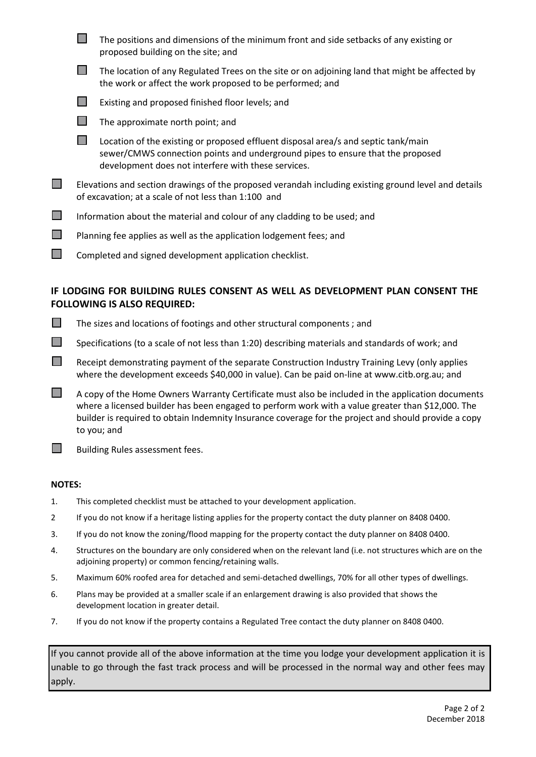- [ ] The positions and dimensions of the minimum front and side setbacks of any existing or proposed building on the site; and
- [ ] The location of any Regulated Trees on the site or on adjoining land that might be affected by the work or affect the work proposed to be performed; and
- [ ] Existing and proposed finished floor levels; and
- [ ] The approximate north point; and
- [ ] Location of the existing or proposed effluent disposal area/s and septic tank/main sewer/CMWS connection points and underground pipes to ensure that the proposed development does not interfere with these services.

- [ ] Elevations and section drawings of the proposed verandah including existing ground level and details of excavation; at a scale of not less than 1:100 and
- [ ] Information about the material and colour of any cladding to be used; and
- [ ] Planning fee applies as well as the application lodgement fees; and
- [ ] Completed and signed development application checklist.

**IF LODGING FOR BUILDING RULES CONSENT AS WELL AS DEVELOPMENT PLAN CONSENT THE FOLLOWING IS ALSO REQUIRED:**

- [ ] The sizes and locations of footings and other structural components ; and
- [ ] Specifications (to a scale of not less than 1:20) describing materials and standards of work; and
- [ ] Receipt demonstrating payment of the separate Construction Industry Training Levy (only applies where the development exceeds $40,000 in value). Can be paid on-line at www.citb.org.au; and
- [ ] A copy of the Home Owners Warranty Certificate must also be included in the application documents where a licensed builder has been engaged to perform work with a value greater than $12,000. The builder is required to obtain Indemnity Insurance coverage for the project and should provide a copy to you; and
- [ ] Building Rules assessment fees.

**NOTES:**

1. This completed checklist must be attached to your development application.
2. If you do not know if a heritage listing applies for the property contact the duty planner on 8408 0400.
3. If you do not know the zoning/flood mapping for the property contact the duty planner on 8408 0400.
4. Structures on the boundary are only considered when on the relevant land (i.e. not structures which are on the adjoining property) or common fencing/retaining walls.
5. Maximum 60% roofed area for detached and semi-detached dwellings, 70% for all other types of dwellings.
6. Plans may be provided at a smaller scale if an enlargement drawing is also provided that shows the development location in greater detail.
7. If you do not know if the property contains a Regulated Tree contact the duty planner on 8408 0400.

If you cannot provide all of the above information at the time you lodge your development application it is unable to go through the fast track process and will be processed in the normal way and other fees may apply.

December 2018